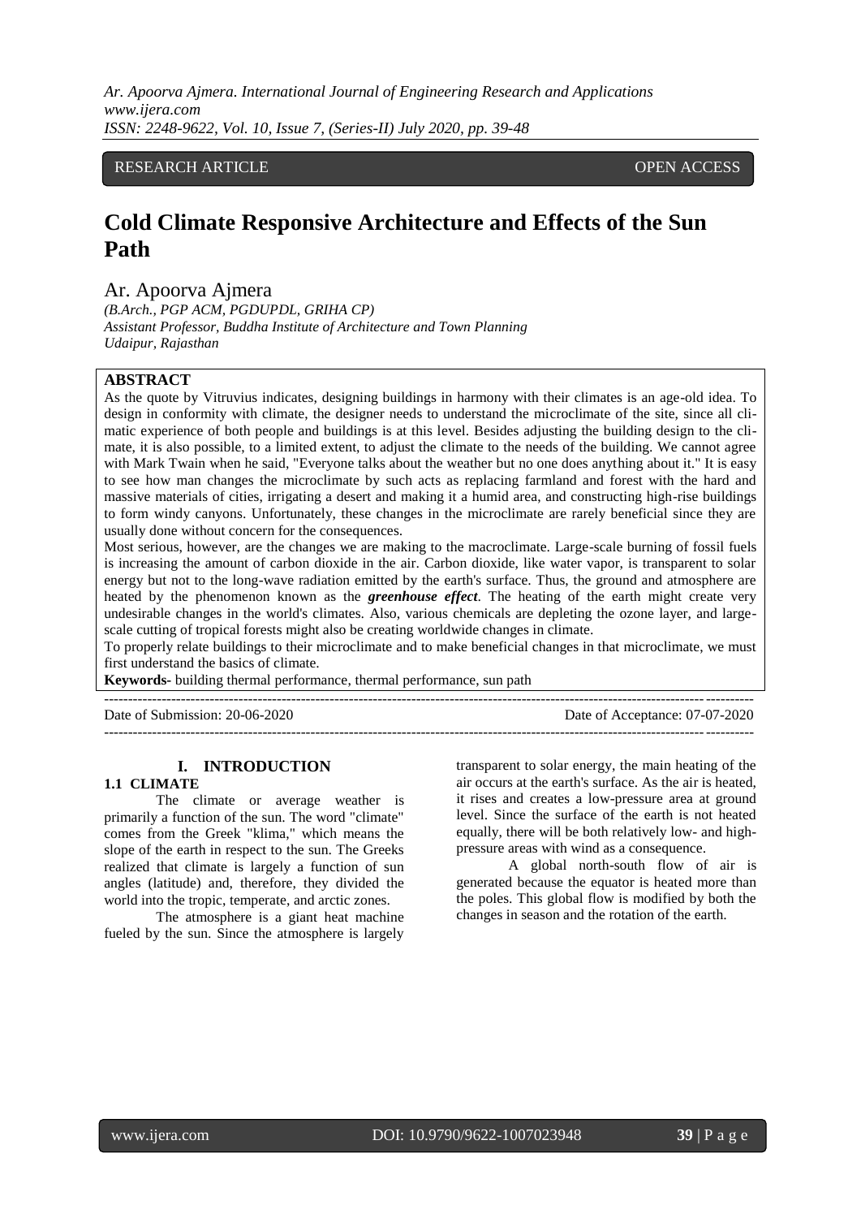RESEARCH ARTICLE OPEN ACCESS

# Cold Climate Responsive Architecture and Effects of the Sun Path

Ar. Apoorva Ajmera

*(B.Arch., PGP ACM, PGDUPDL, GRIHA CP)*
*Assistant Professor, Buddha Institute of Architecture and Town Planning*
*Udaipur, Rajasthan*

## ABSTRACT

As the quote by Vitruvius indicates, designing buildings in harmony with their climates is an age-old idea. To design in conformity with climate, the designer needs to understand the microclimate of the site, since all climatic experience of both people and buildings is at this level. Besides adjusting the building design to the climate, it is also possible, to a limited extent, to adjust the climate to the needs of the building. We cannot agree with Mark Twain when he said, "Everyone talks about the weather but no one does anything about it." It is easy to see how man changes the microclimate by such acts as replacing farmland and forest with the hard and massive materials of cities, irrigating a desert and making it a humid area, and constructing high-rise buildings to form windy canyons. Unfortunately, these changes in the microclimate are rarely beneficial since they are usually done without concern for the consequences.

Most serious, however, are the changes we are making to the macroclimate. Large-scale burning of fossil fuels is increasing the amount of carbon dioxide in the air. Carbon dioxide, like water vapor, is transparent to solar energy but not to the long-wave radiation emitted by the earth's surface. Thus, the ground and atmosphere are heated by the phenomenon known as the ***greenhouse effect***. The heating of the earth might create very undesirable changes in the world's climates. Also, various chemicals are depleting the ozone layer, and large-scale cutting of tropical forests might also be creating worldwide changes in climate.

To properly relate buildings to their microclimate and to make beneficial changes in that microclimate, we must first understand the basics of climate.

**Keywords-** building thermal performance, thermal performance, sun path

Date of Submission: 20-06-2020 Date of Acceptance: 07-07-2020

## I. INTRODUCTION

### 1.1 CLIMATE

The climate or average weather is primarily a function of the sun. The word "climate" comes from the Greek "klima," which means the slope of the earth in respect to the sun. The Greeks realized that climate is largely a function of sun angles (latitude) and, therefore, they divided the world into the tropic, temperate, and arctic zones.

The atmosphere is a giant heat machine fueled by the sun. Since the atmosphere is largely transparent to solar energy, the main heating of the air occurs at the earth's surface. As the air is heated, it rises and creates a low-pressure area at ground level. Since the surface of the earth is not heated equally, there will be both relatively low- and high-pressure areas with wind as a consequence.

A global north-south flow of air is generated because the equator is heated more than the poles. This global flow is modified by both the changes in season and the rotation of the earth.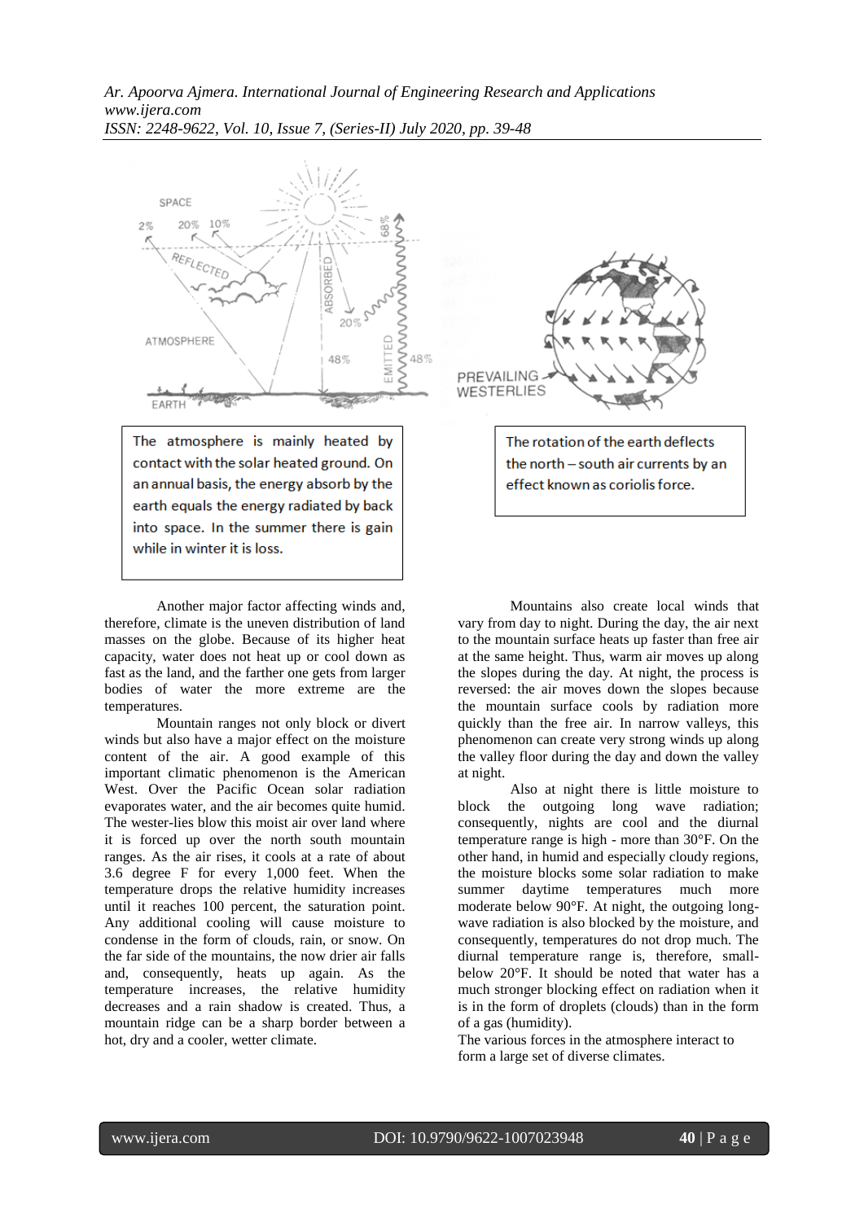The atmosphere is mainly heated by contact with the solar heated ground. On an annual basis, the energy absorb by the earth equals the energy radiated by back into space. In the summer there is gain while in winter it is loss.

The rotation of the earth deflects the north – south air currents by an effect known as coriolis force.

Another major factor affecting winds and, therefore, climate is the uneven distribution of land masses on the globe. Because of its higher heat capacity, water does not heat up or cool down as fast as the land, and the farther one gets from larger bodies of water the more extreme are the temperatures.

Mountain ranges not only block or divert winds but also have a major effect on the moisture content of the air. A good example of this important climatic phenomenon is the American West. Over the Pacific Ocean solar radiation evaporates water, and the air becomes quite humid. The wester-lies blow this moist air over land where it is forced up over the north south mountain ranges. As the air rises, it cools at a rate of about 3.6 degree F for every 1,000 feet. When the temperature drops the relative humidity increases until it reaches 100 percent, the saturation point. Any additional cooling will cause moisture to condense in the form of clouds, rain, or snow. On the far side of the mountains, the now drier air falls and, consequently, heats up again. As the temperature increases, the relative humidity decreases and a rain shadow is created. Thus, a mountain ridge can be a sharp border between a hot, dry and a cooler, wetter climate.

Mountains also create local winds that vary from day to night. During the day, the air next to the mountain surface heats up faster than free air at the same height. Thus, warm air moves up along the slopes during the day. At night, the process is reversed: the air moves down the slopes because the mountain surface cools by radiation more quickly than the free air. In narrow valleys, this phenomenon can create very strong winds up along the valley floor during the day and down the valley at night.

Also at night there is little moisture to block the outgoing long wave radiation; consequently, nights are cool and the diurnal temperature range is high - more than 30°F. On the other hand, in humid and especially cloudy regions, the moisture blocks some solar radiation to make summer daytime temperatures much more moderate below 90°F. At night, the outgoing long-wave radiation is also blocked by the moisture, and consequently, temperatures do not drop much. The diurnal temperature range is, therefore, small-below 20°F. It should be noted that water has a much stronger blocking effect on radiation when it is in the form of droplets (clouds) than in the form of a gas (humidity).

The various forces in the atmosphere interact to form a large set of diverse climates.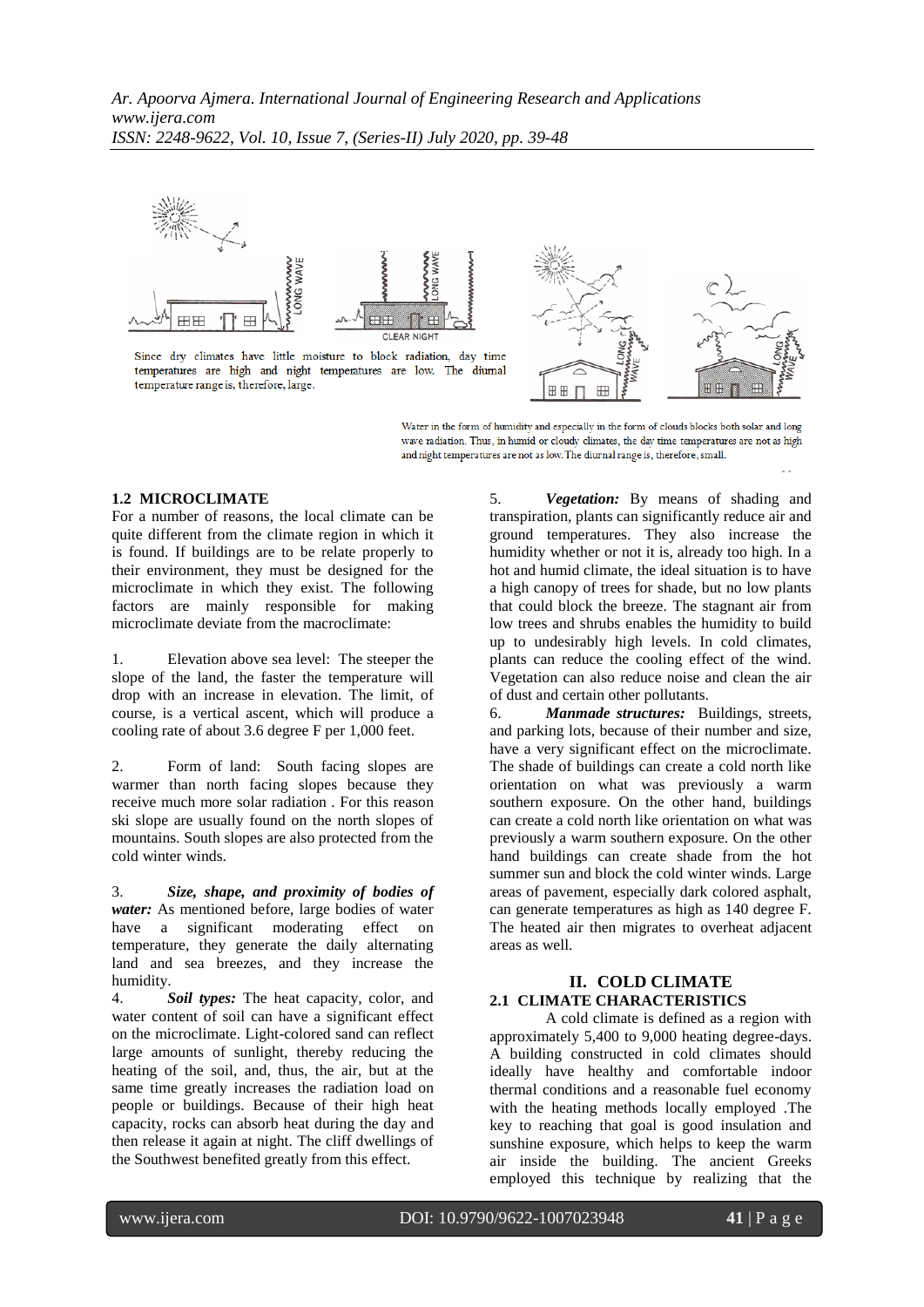Since dry climates have little moisture to block radiation, day time temperatures are high and night temperatures are low. The diurnal temperature range is, therefore, large.

Water in the form of humidity and especially in the form of clouds blocks both solar and long wave radiation. Thus, in humid or cloudy climates, the day time temperatures are not as high and night temperatures are not as low. The diurnal range is, therefore, small.

### 1.2 MICROCLIMATE

For a number of reasons, the local climate can be quite different from the climate region in which it is found. If buildings are to be relate properly to their environment, they must be designed for the microclimate in which they exist. The following factors are mainly responsible for making microclimate deviate from the macroclimate:

1. Elevation above sea level: The steeper the slope of the land, the faster the temperature will drop with an increase in elevation. The limit, of course, is a vertical ascent, which will produce a cooling rate of about 3.6 degree F per 1,000 feet.

2. Form of land: South facing slopes are warmer than north facing slopes because they receive much more solar radiation . For this reason ski slope are usually found on the north slopes of mountains. South slopes are also protected from the cold winter winds.

3. ***Size, shape, and proximity of bodies of water:*** As mentioned before, large bodies of water have a significant moderating effect on temperature, they generate the daily alternating land and sea breezes, and they increase the humidity.

4. ***Soil types:*** The heat capacity, color, and water content of soil can have a significant effect on the microclimate. Light-colored sand can reflect large amounts of sunlight, thereby reducing the heating of the soil, and, thus, the air, but at the same time greatly increases the radiation load on people or buildings. Because of their high heat capacity, rocks can absorb heat during the day and then release it again at night. The cliff dwellings of the Southwest benefited greatly from this effect.

5. ***Vegetation:*** By means of shading and transpiration, plants can significantly reduce air and ground temperatures. They also increase the humidity whether or not it is, already too high. In a hot and humid climate, the ideal situation is to have a high canopy of trees for shade, but no low plants that could block the breeze. The stagnant air from low trees and shrubs enables the humidity to build up to undesirably high levels. In cold climates, plants can reduce the cooling effect of the wind. Vegetation can also reduce noise and clean the air of dust and certain other pollutants.

6. ***Manmade structures:*** Buildings, streets, and parking lots, because of their number and size, have a very significant effect on the microclimate. The shade of buildings can create a cold north like orientation on what was previously a warm southern exposure. On the other hand, buildings can create a cold north like orientation on what was previously a warm southern exposure. On the other hand buildings can create shade from the hot summer sun and block the cold winter winds. Large areas of pavement, especially dark colored asphalt, can generate temperatures as high as 140 degree F. The heated air then migrates to overheat adjacent areas as well.

## II. COLD CLIMATE

### 2.1 CLIMATE CHARACTERISTICS

A cold climate is defined as a region with approximately 5,400 to 9,000 heating degree-days. A building constructed in cold climates should ideally have healthy and comfortable indoor thermal conditions and a reasonable fuel economy with the heating methods locally employed .The key to reaching that goal is good insulation and sunshine exposure, which helps to keep the warm air inside the building. The ancient Greeks employed this technique by realizing that the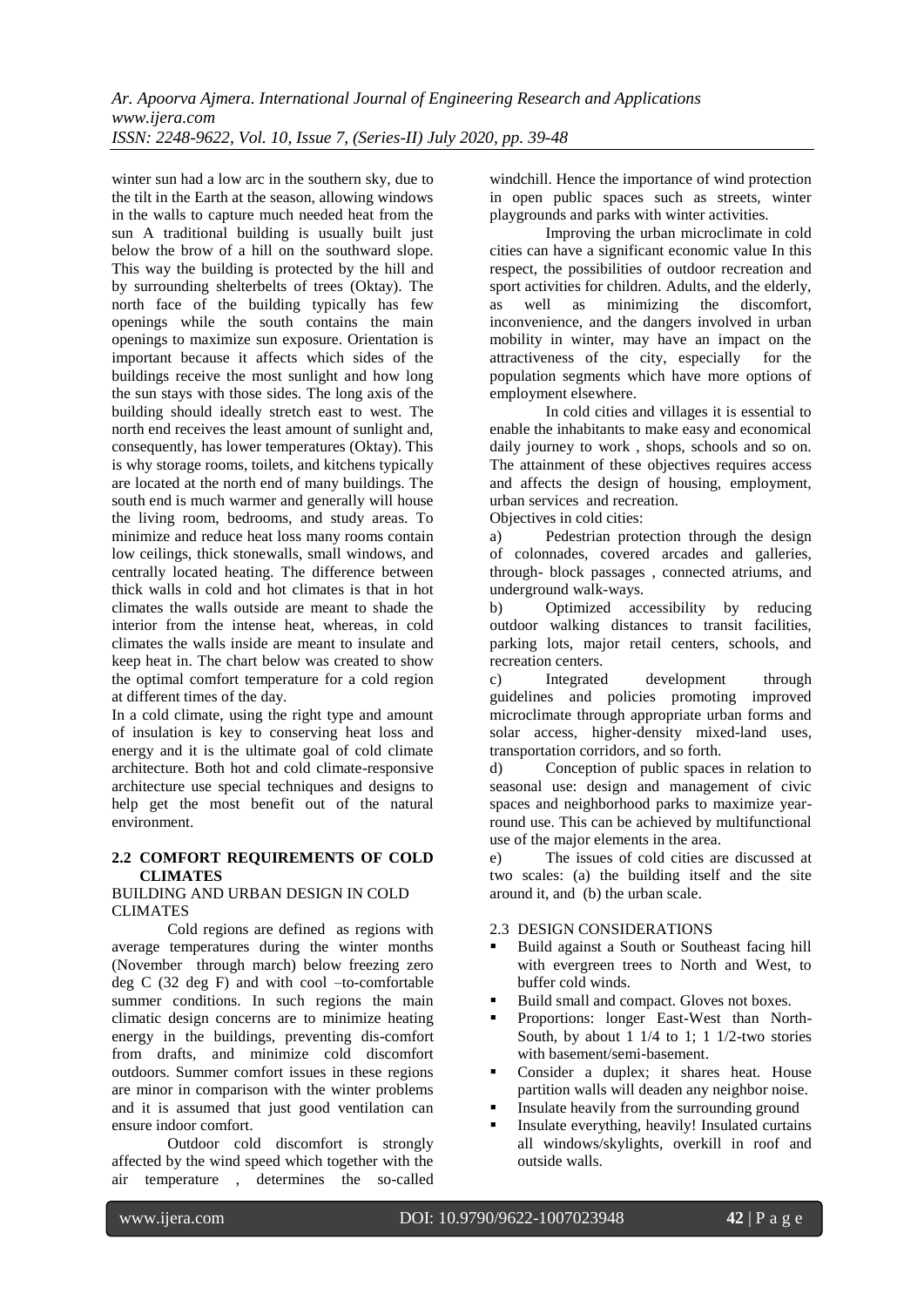winter sun had a low arc in the southern sky, due to the tilt in the Earth at the season, allowing windows in the walls to capture much needed heat from the sun A traditional building is usually built just below the brow of a hill on the southward slope. This way the building is protected by the hill and by surrounding shelterbelts of trees (Oktay). The north face of the building typically has few openings while the south contains the main openings to maximize sun exposure. Orientation is important because it affects which sides of the buildings receive the most sunlight and how long the sun stays with those sides. The long axis of the building should ideally stretch east to west. The north end receives the least amount of sunlight and, consequently, has lower temperatures (Oktay). This is why storage rooms, toilets, and kitchens typically are located at the north end of many buildings. The south end is much warmer and generally will house the living room, bedrooms, and study areas. To minimize and reduce heat loss many rooms contain low ceilings, thick stonewalls, small windows, and centrally located heating. The difference between thick walls in cold and hot climates is that in hot climates the walls outside are meant to shade the interior from the intense heat, whereas, in cold climates the walls inside are meant to insulate and keep heat in. The chart below was created to show the optimal comfort temperature for a cold region at different times of the day.

In a cold climate, using the right type and amount of insulation is key to conserving heat loss and energy and it is the ultimate goal of cold climate architecture. Both hot and cold climate-responsive architecture use special techniques and designs to help get the most benefit out of the natural environment.

## 2.2 COMFORT REQUIREMENTS OF COLD CLIMATES

BUILDING AND URBAN DESIGN IN COLD CLIMATES

Cold regions are defined as regions with average temperatures during the winter months (November through march) below freezing zero deg C (32 deg F) and with cool –to-comfortable summer conditions. In such regions the main climatic design concerns are to minimize heating energy in the buildings, preventing dis-comfort from drafts, and minimize cold discomfort outdoors. Summer comfort issues in these regions are minor in comparison with the winter problems and it is assumed that just good ventilation can ensure indoor comfort.

Outdoor cold discomfort is strongly affected by the wind speed which together with the air temperature , determines the so-called windchill. Hence the importance of wind protection in open public spaces such as streets, winter playgrounds and parks with winter activities.

Improving the urban microclimate in cold cities can have a significant economic value In this respect, the possibilities of outdoor recreation and sport activities for children. Adults, and the elderly, as well as minimizing the discomfort, inconvenience, and the dangers involved in urban mobility in winter, may have an impact on the attractiveness of the city, especially for the population segments which have more options of employment elsewhere.

In cold cities and villages it is essential to enable the inhabitants to make easy and economical daily journey to work , shops, schools and so on. The attainment of these objectives requires access and affects the design of housing, employment, urban services and recreation.

Objectives in cold cities:

a) Pedestrian protection through the design of colonnades, covered arcades and galleries, through- block passages , connected atriums, and underground walk-ways.

b) Optimized accessibility by reducing outdoor walking distances to transit facilities, parking lots, major retail centers, schools, and recreation centers.

c) Integrated development through guidelines and policies promoting improved microclimate through appropriate urban forms and solar access, higher-density mixed-land uses, transportation corridors, and so forth.

d) Conception of public spaces in relation to seasonal use: design and management of civic spaces and neighborhood parks to maximize year-round use. This can be achieved by multifunctional use of the major elements in the area.

e) The issues of cold cities are discussed at two scales: (a) the building itself and the site around it, and (b) the urban scale.

2.3 DESIGN CONSIDERATIONS

- Build against a South or Southeast facing hill with evergreen trees to North and West, to buffer cold winds.
- Build small and compact. Gloves not boxes.
- Proportions: longer East-West than North-South, by about 1 1/4 to 1; 1 1/2-two stories with basement/semi-basement.
- Consider a duplex; it shares heat. House partition walls will deaden any neighbor noise.
- Insulate heavily from the surrounding ground
- Insulate everything, heavily! Insulated curtains all windows/skylights, overkill in roof and outside walls.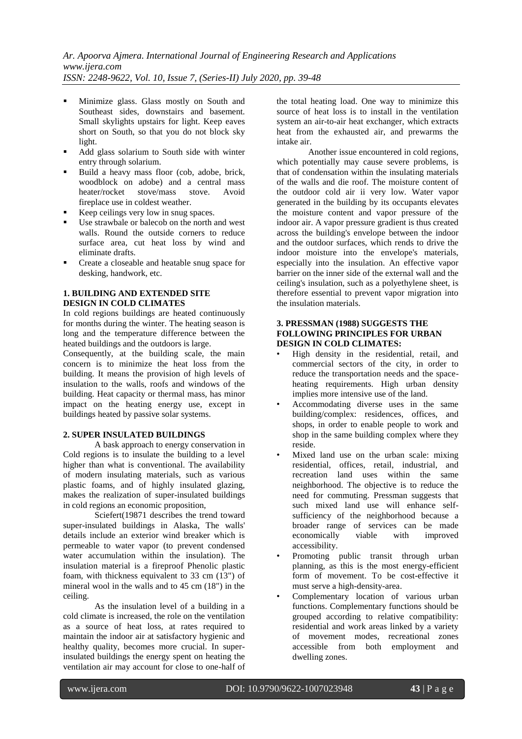- Minimize glass. Glass mostly on South and Southeast sides, downstairs and basement. Small skylights upstairs for light. Keep eaves short on South, so that you do not block sky light.
- Add glass solarium to South side with winter entry through solarium.
- Build a heavy mass floor (cob, adobe, brick, woodblock on adobe) and a central mass heater/rocket stove/mass stove. Avoid fireplace use in coldest weather.
- Keep ceilings very low in snug spaces.
- Use strawbale or balecob on the north and west walls. Round the outside corners to reduce surface area, cut heat loss by wind and eliminate drafts.
- Create a closeable and heatable snug space for desking, handwork, etc.

## 1. BUILDING AND EXTENDED SITE DESIGN IN COLD CLIMATES

In cold regions buildings are heated continuously for months during the winter. The heating season is long and the temperature difference between the heated buildings and the outdoors is large.

Consequently, at the building scale, the main concern is to minimize the heat loss from the building. It means the provision of high levels of insulation to the walls, roofs and windows of the building. Heat capacity or thermal mass, has minor impact on the heating energy use, except in buildings heated by passive solar systems.

## 2. SUPER INSULATED BUILDINGS

A bask approach to energy conservation in Cold regions is to insulate the building to a level higher than what is conventional. The availability of modern insulating materials, such as various plastic foams, and of highly insulated glazing, makes the realization of super-insulated buildings in cold regions an economic proposition,

Sciefert(19871 describes the trend toward super-insulated buildings in Alaska, The walls' details include an exterior wind breaker which is permeable to water vapor (to prevent condensed water accumulation within the insulation). The insulation material is a fireproof Phenolic plastic foam, with thickness equivalent to 33 cm (13") of mineral wool in the walls and to 45 cm (18") in the ceiling.

As the insulation level of a building in a cold climate is increased, the role on the ventilation as a source of heat loss, at rates required to maintain the indoor air at satisfactory hygienic and healthy quality, becomes more crucial. In super-insulated buildings the energy spent on heating the ventilation air may account for close to one-half of the total heating load. One way to minimize this source of heat loss is to install in the ventilation system an air-to-air heat exchanger, which extracts heat from the exhausted air, and prewarms the intake air.

Another issue encountered in cold regions, which potentially may cause severe problems, is that of condensation within the insulating materials of the walls and die roof. The moisture content of the outdoor cold air ii very low. Water vapor generated in the building by its occupants elevates the moisture content and vapor pressure of the indoor air. A vapor pressure gradient is thus created across the building's envelope between the indoor and the outdoor surfaces, which rends to drive the indoor moisture into the envelope's materials, especially into the insulation. An effective vapor barrier on the inner side of the external wall and the ceiling's insulation, such as a polyethylene sheet, is therefore essential to prevent vapor migration into the insulation materials.

## 3. PRESSMAN (1988) SUGGESTS THE FOLLOWING PRINCIPLES FOR URBAN DESIGN IN COLD CLIMATES:

- High density in the residential, retail, and commercial sectors of the city, in order to reduce the transportation needs and the space-heating requirements. High urban density implies more intensive use of the land.
- Accommodating diverse uses in the same building/complex: residences, offices, and shops, in order to enable people to work and shop in the same building complex where they reside.
- Mixed land use on the urban scale: mixing residential, offices, retail, industrial, and recreation land uses within the same neighborhood. The objective is to reduce the need for commuting. Pressman suggests that such mixed land use will enhance self-sufficiency of the neighborhood because a broader range of services can be made economically viable with improved accessibility.
- Promoting public transit through urban planning, as this is the most energy-efficient form of movement. To be cost-effective it must serve a high-density-area.
- Complementary location of various urban functions. Complementary functions should be grouped according to relative compatibility: residential and work areas linked by a variety of movement modes, recreational zones accessible from both employment and dwelling zones.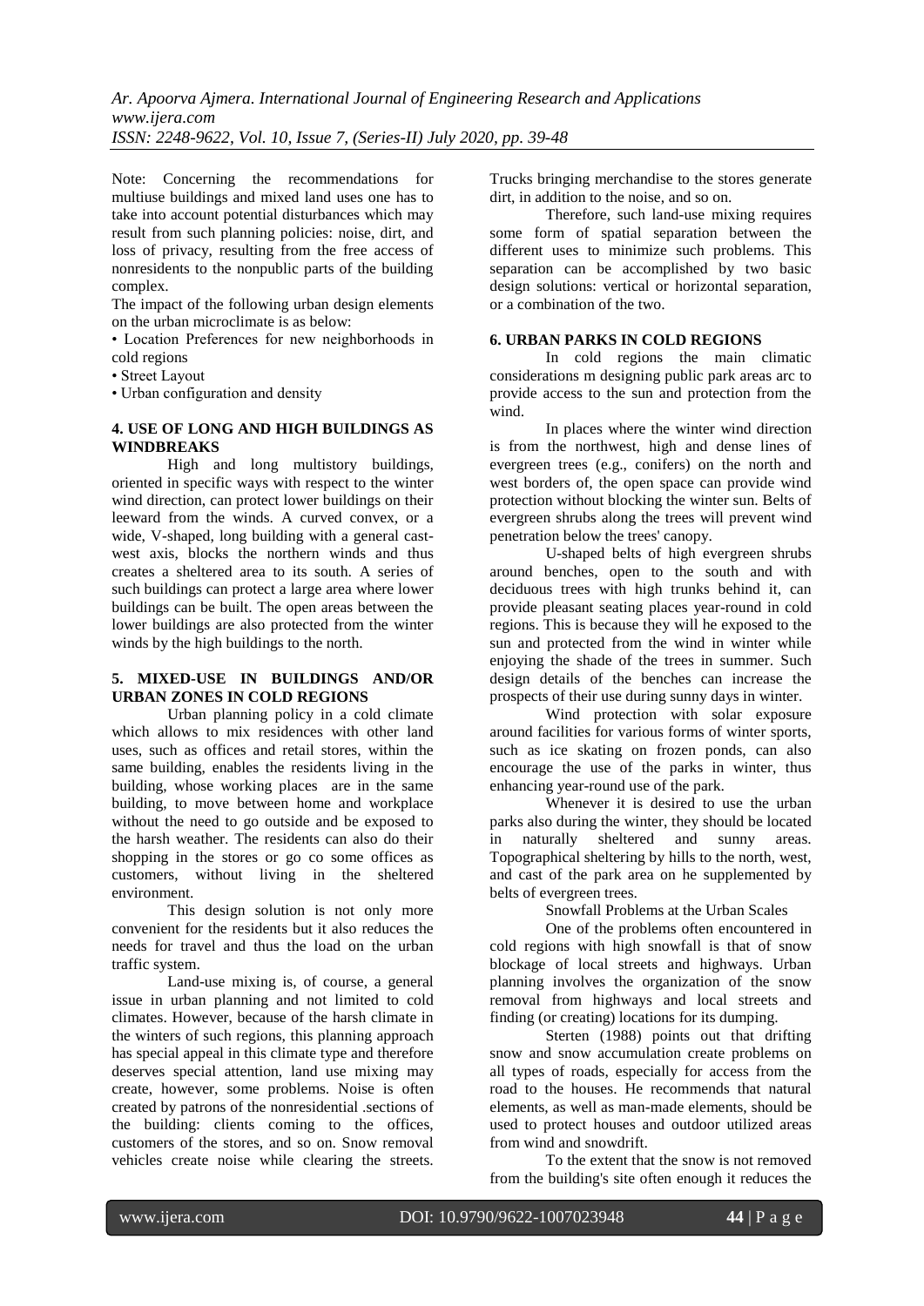Note: Concerning the recommendations for multiuse buildings and mixed land uses one has to take into account potential disturbances which may result from such planning policies: noise, dirt, and loss of privacy, resulting from the free access of nonresidents to the nonpublic parts of the building complex.

The impact of the following urban design elements on the urban microclimate is as below:

- Location Preferences for new neighborhoods in cold regions
- Street Layout
- Urban configuration and density

## 4. USE OF LONG AND HIGH BUILDINGS AS WINDBREAKS

High and long multistory buildings, oriented in specific ways with respect to the winter wind direction, can protect lower buildings on their leeward from the winds. A curved convex, or a wide, V-shaped, long building with a general cast-west axis, blocks the northern winds and thus creates a sheltered area to its south. A series of such buildings can protect a large area where lower buildings can be built. The open areas between the lower buildings are also protected from the winter winds by the high buildings to the north.

## 5. MIXED-USE IN BUILDINGS AND/OR URBAN ZONES IN COLD REGIONS

Urban planning policy in a cold climate which allows to mix residences with other land uses, such as offices and retail stores, within the same building, enables the residents living in the building, whose working places are in the same building, to move between home and workplace without the need to go outside and be exposed to the harsh weather. The residents can also do their shopping in the stores or go co some offices as customers, without living in the sheltered environment.

This design solution is not only more convenient for the residents but it also reduces the needs for travel and thus the load on the urban traffic system.

Land-use mixing is, of course, a general issue in urban planning and not limited to cold climates. However, because of the harsh climate in the winters of such regions, this planning approach has special appeal in this climate type and therefore deserves special attention, land use mixing may create, however, some problems. Noise is often created by patrons of the nonresidential .sections of the building: clients coming to the offices, customers of the stores, and so on. Snow removal vehicles create noise while clearing the streets. Trucks bringing merchandise to the stores generate dirt, in addition to the noise, and so on.

Therefore, such land-use mixing requires some form of spatial separation between the different uses to minimize such problems. This separation can be accomplished by two basic design solutions: vertical or horizontal separation, or a combination of the two.

## 6. URBAN PARKS IN COLD REGIONS

In cold regions the main climatic considerations m designing public park areas arc to provide access to the sun and protection from the wind.

In places where the winter wind direction is from the northwest, high and dense lines of evergreen trees (e.g., conifers) on the north and west borders of, the open space can provide wind protection without blocking the winter sun. Belts of evergreen shrubs along the trees will prevent wind penetration below the trees' canopy.

U-shaped belts of high evergreen shrubs around benches, open to the south and with deciduous trees with high trunks behind it, can provide pleasant seating places year-round in cold regions. This is because they will he exposed to the sun and protected from the wind in winter while enjoying the shade of the trees in summer. Such design details of the benches can increase the prospects of their use during sunny days in winter.

Wind protection with solar exposure around facilities for various forms of winter sports, such as ice skating on frozen ponds, can also encourage the use of the parks in winter, thus enhancing year-round use of the park.

Whenever it is desired to use the urban parks also during the winter, they should be located in naturally sheltered and sunny areas. Topographical sheltering by hills to the north, west, and cast of the park area on he supplemented by belts of evergreen trees.

Snowfall Problems at the Urban Scales

One of the problems often encountered in cold regions with high snowfall is that of snow blockage of local streets and highways. Urban planning involves the organization of the snow removal from highways and local streets and finding (or creating) locations for its dumping.

Sterten (1988) points out that drifting snow and snow accumulation create problems on all types of roads, especially for access from the road to the houses. He recommends that natural elements, as well as man-made elements, should be used to protect houses and outdoor utilized areas from wind and snowdrift.

To the extent that the snow is not removed from the building's site often enough it reduces the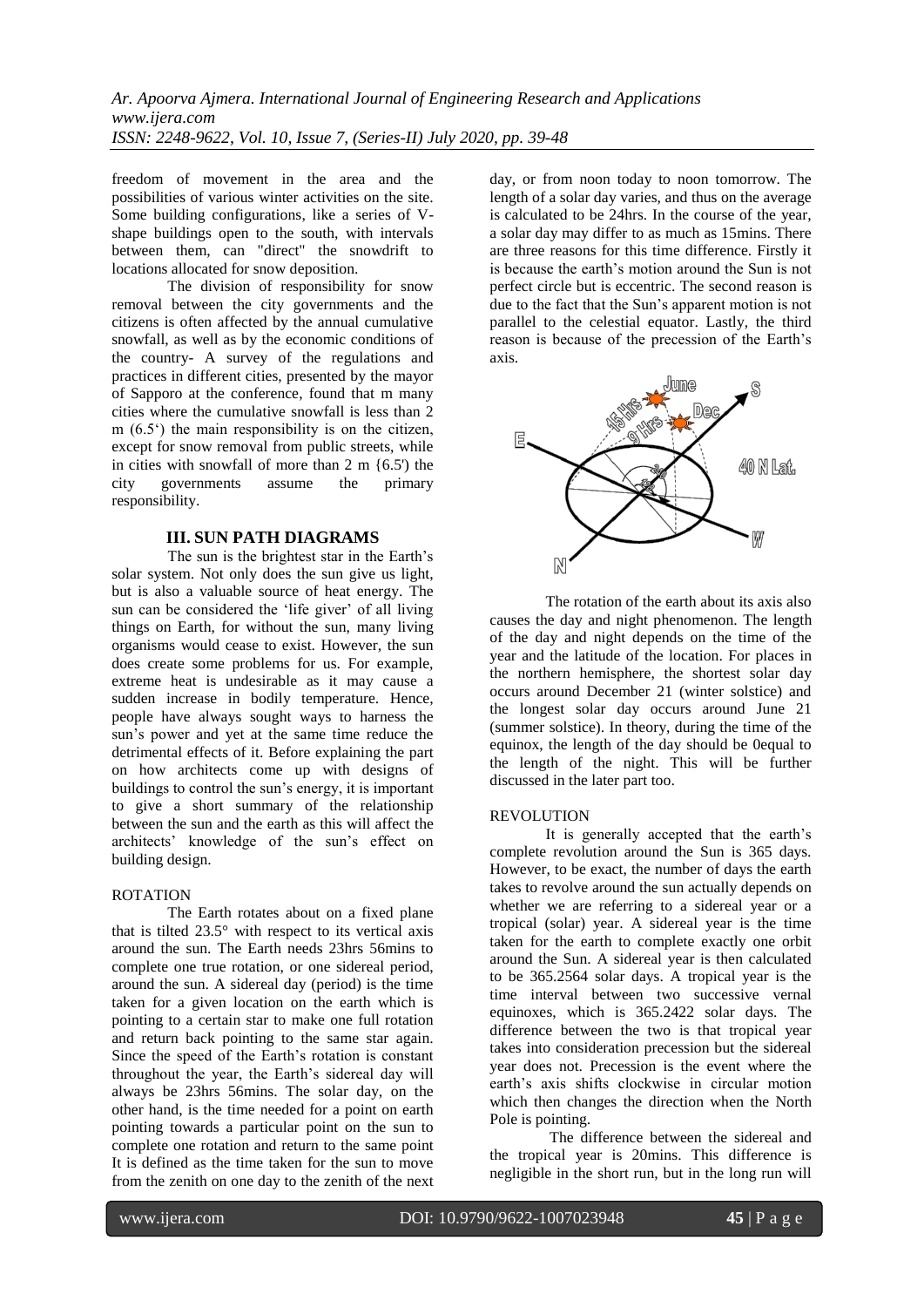freedom of movement in the area and the possibilities of various winter activities on the site. Some building configurations, like a series of V-shape buildings open to the south, with intervals between them, can "direct" the snowdrift to locations allocated for snow deposition.

The division of responsibility for snow removal between the city governments and the citizens is often affected by the annual cumulative snowfall, as well as by the economic conditions of the country- A survey of the regulations and practices in different cities, presented by the mayor of Sapporo at the conference, found that m many cities where the cumulative snowfall is less than 2 m (6.5') the main responsibility is on the citizen, except for snow removal from public streets, while in cities with snowfall of more than 2 m {6.5') the city governments assume the primary responsibility.

## III. SUN PATH DIAGRAMS

The sun is the brightest star in the Earth's solar system. Not only does the sun give us light, but is also a valuable source of heat energy. The sun can be considered the 'life giver' of all living things on Earth, for without the sun, many living organisms would cease to exist. However, the sun does create some problems for us. For example, extreme heat is undesirable as it may cause a sudden increase in bodily temperature. Hence, people have always sought ways to harness the sun's power and yet at the same time reduce the detrimental effects of it. Before explaining the part on how architects come up with designs of buildings to control the sun's energy, it is important to give a short summary of the relationship between the sun and the earth as this will affect the architects' knowledge of the sun's effect on building design.

### ROTATION

The Earth rotates about on a fixed plane that is tilted 23.5° with respect to its vertical axis around the sun. The Earth needs 23hrs 56mins to complete one true rotation, or one sidereal period, around the sun. A sidereal day (period) is the time taken for a given location on the earth which is pointing to a certain star to make one full rotation and return back pointing to the same star again. Since the speed of the Earth's rotation is constant throughout the year, the Earth's sidereal day will always be 23hrs 56mins. The solar day, on the other hand, is the time needed for a point on earth pointing towards a particular point on the sun to complete one rotation and return to the same point It is defined as the time taken for the sun to move from the zenith on one day to the zenith of the next day, or from noon today to noon tomorrow. The length of a solar day varies, and thus on the average is calculated to be 24hrs. In the course of the year, a solar day may differ to as much as 15mins. There are three reasons for this time difference. Firstly it is because the earth's motion around the Sun is not perfect circle but is eccentric. The second reason is due to the fact that the Sun's apparent motion is not parallel to the celestial equator. Lastly, the third reason is because of the precession of the Earth's axis.

The rotation of the earth about its axis also causes the day and night phenomenon. The length of the day and night depends on the time of the year and the latitude of the location. For places in the northern hemisphere, the shortest solar day occurs around December 21 (winter solstice) and the longest solar day occurs around June 21 (summer solstice). In theory, during the time of the equinox, the length of the day should be 0equal to the length of the night. This will be further discussed in the later part too.

### REVOLUTION

It is generally accepted that the earth's complete revolution around the Sun is 365 days. However, to be exact, the number of days the earth takes to revolve around the sun actually depends on whether we are referring to a sidereal year or a tropical (solar) year. A sidereal year is the time taken for the earth to complete exactly one orbit around the Sun. A sidereal year is then calculated to be 365.2564 solar days. A tropical year is the time interval between two successive vernal equinoxes, which is 365.2422 solar days. The difference between the two is that tropical year takes into consideration precession but the sidereal year does not. Precession is the event where the earth's axis shifts clockwise in circular motion which then changes the direction when the North Pole is pointing.

The difference between the sidereal and the tropical year is 20mins. This difference is negligible in the short run, but in the long run will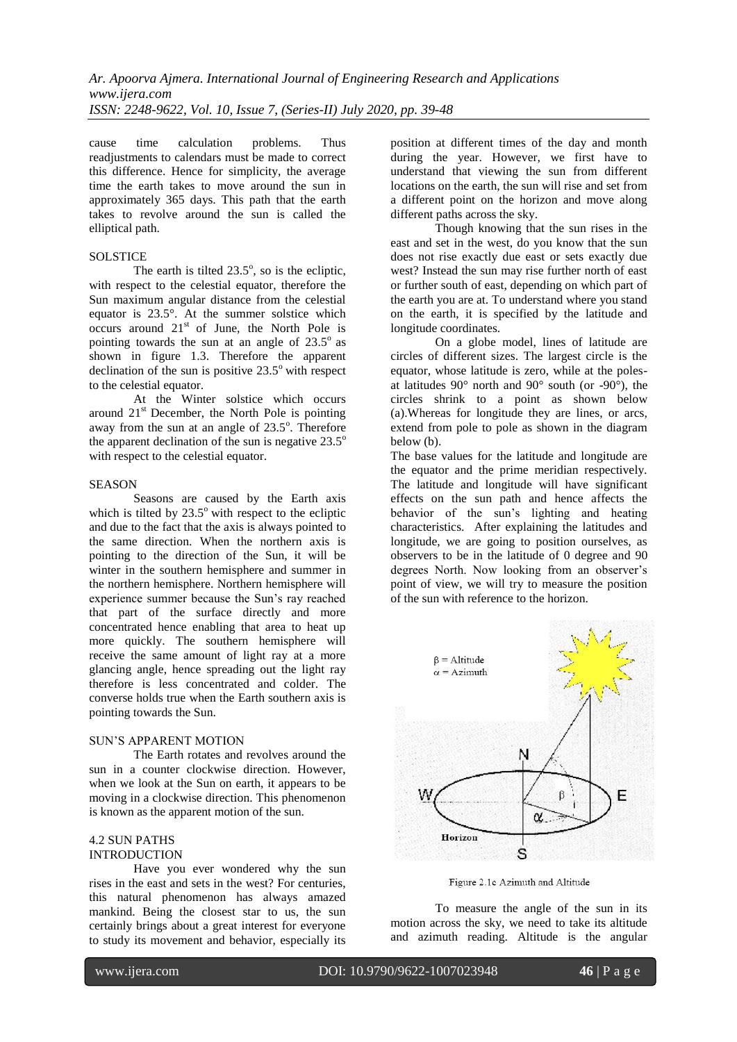cause time calculation problems. Thus readjustments to calendars must be made to correct this difference. Hence for simplicity, the average time the earth takes to move around the sun in approximately 365 days. This path that the earth takes to revolve around the sun is called the elliptical path.

SOLSTICE

The earth is tilted $23.5^o$, so is the ecliptic, with respect to the celestial equator, therefore the Sun maximum angular distance from the celestial equator is 23.5°. At the summer solstice which occurs around $21^{st}$ of June, the North Pole is pointing towards the sun at an angle of $23.5^o$ as shown in figure 1.3. Therefore the apparent declination of the sun is positive $23.5^o$ with respect to the celestial equator.

At the Winter solstice which occurs around $21^{st}$ December, the North Pole is pointing away from the sun at an angle of $23.5^o$. Therefore the apparent declination of the sun is negative $23.5^o$ with respect to the celestial equator.

SEASON

Seasons are caused by the Earth axis which is tilted by $23.5^o$ with respect to the ecliptic and due to the fact that the axis is always pointed to the same direction. When the northern axis is pointing to the direction of the Sun, it will be winter in the southern hemisphere and summer in the northern hemisphere. Northern hemisphere will experience summer because the Sun's ray reached that part of the surface directly and more concentrated hence enabling that area to heat up more quickly. The southern hemisphere will receive the same amount of light ray at a more glancing angle, hence spreading out the light ray therefore is less concentrated and colder. The converse holds true when the Earth southern axis is pointing towards the Sun.

SUN'S APPARENT MOTION

The Earth rotates and revolves around the sun in a counter clockwise direction. However, when we look at the Sun on earth, it appears to be moving in a clockwise direction. This phenomenon is known as the apparent motion of the sun.

4.2 SUN PATHS

INTRODUCTION

Have you ever wondered why the sun rises in the east and sets in the west? For centuries, this natural phenomenon has always amazed mankind. Being the closest star to us, the sun certainly brings about a great interest for everyone to study its movement and behavior, especially its position at different times of the day and month during the year. However, we first have to understand that viewing the sun from different locations on the earth, the sun will rise and set from a different point on the horizon and move along different paths across the sky.

Though knowing that the sun rises in the east and set in the west, do you know that the sun does not rise exactly due east or sets exactly due west? Instead the sun may rise further north of east or further south of east, depending on which part of the earth you are at. To understand where you stand on the earth, it is specified by the latitude and longitude coordinates.

On a globe model, lines of latitude are circles of different sizes. The largest circle is the equator, whose latitude is zero, while at the poles- at latitudes 90° north and 90° south (or -90°), the circles shrink to a point as shown below (a).Whereas for longitude they are lines, or arcs, extend from pole to pole as shown in the diagram below (b).

The base values for the latitude and longitude are the equator and the prime meridian respectively. The latitude and longitude will have significant effects on the sun path and hence affects the behavior of the sun's lighting and heating characteristics. After explaining the latitudes and longitude, we are going to position ourselves, as observers to be in the latitude of 0 degree and 90 degrees North. Now looking from an observer's point of view, we will try to measure the position of the sun with reference to the horizon.

Figure 2.1c Azimuth and Altitude

To measure the angle of the sun in its motion across the sky, we need to take its altitude and azimuth reading. Altitude is the angular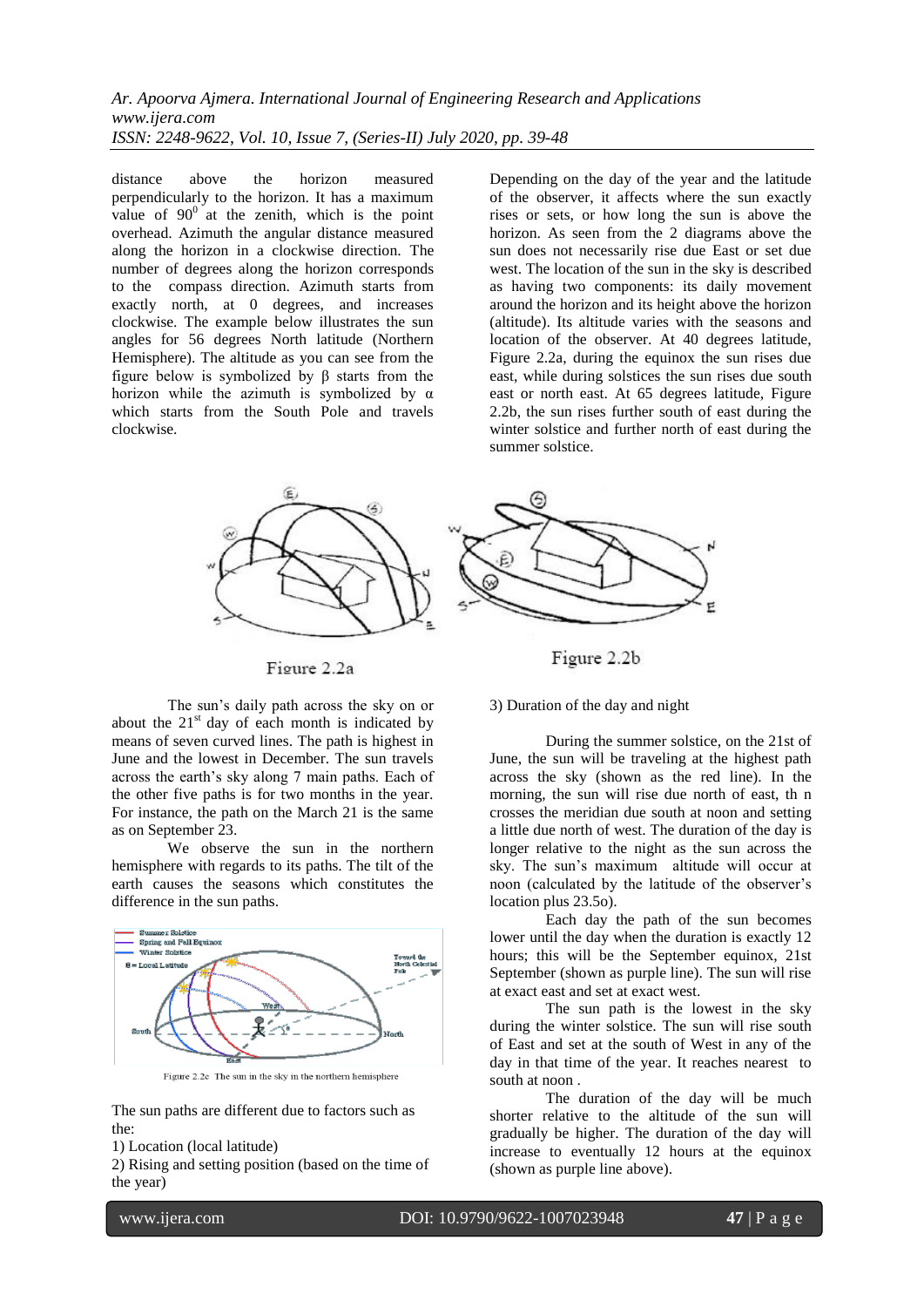distance above the horizon measured perpendicularly to the horizon. It has a maximum value of $90^0$ at the zenith, which is the point overhead. Azimuth the angular distance measured along the horizon in a clockwise direction. The number of degrees along the horizon corresponds to the compass direction. Azimuth starts from exactly north, at 0 degrees, and increases clockwise. The example below illustrates the sun angles for 56 degrees North latitude (Northern Hemisphere). The altitude as you can see from the figure below is symbolized by β starts from the horizon while the azimuth is symbolized by α which starts from the South Pole and travels clockwise.

Depending on the day of the year and the latitude of the observer, it affects where the sun exactly rises or sets, or how long the sun is above the horizon. As seen from the 2 diagrams above the sun does not necessarily rise due East or set due west. The location of the sun in the sky is described as having two components: its daily movement around the horizon and its height above the horizon (altitude). Its altitude varies with the seasons and location of the observer. At 40 degrees latitude, Figure 2.2a, during the equinox the sun rises due east, while during solstices the sun rises due south east or north east. At 65 degrees latitude, Figure 2.2b, the sun rises further south of east during the winter solstice and further north of east during the summer solstice.

Figure 2.2a

Figure 2.2b

The sun's daily path across the sky on or about the 21[st] day of each month is indicated by means of seven curved lines. The path is highest in June and the lowest in December. The sun travels across the earth's sky along 7 main paths. Each of the other five paths is for two months in the year. For instance, the path on the March 21 is the same as on September 23.

We observe the sun in the northern hemisphere with regards to its paths. The tilt of the earth causes the seasons which constitutes the difference in the sun paths.

Figure 2.2c The sun in the sky in the northern hemisphere

The sun paths are different due to factors such as the:

1) Location (local latitude)
2) Rising and setting position (based on the time of the year)
3) Duration of the day and night

During the summer solstice, on the 21st of June, the sun will be traveling at the highest path across the sky (shown as the red line). In the morning, the sun will rise due north of east, th n crosses the meridian due south at noon and setting a little due north of west. The duration of the day is longer relative to the night as the sun across the sky. The sun's maximum altitude will occur at noon (calculated by the latitude of the observer's location plus 23.5o).

Each day the path of the sun becomes lower until the day when the duration is exactly 12 hours; this will be the September equinox, 21st September (shown as purple line). The sun will rise at exact east and set at exact west.

The sun path is the lowest in the sky during the winter solstice. The sun will rise south of East and set at the south of West in any of the day in that time of the year. It reaches nearest to south at noon .

The duration of the day will be much shorter relative to the altitude of the sun will gradually be higher. The duration of the day will increase to eventually 12 hours at the equinox (shown as purple line above).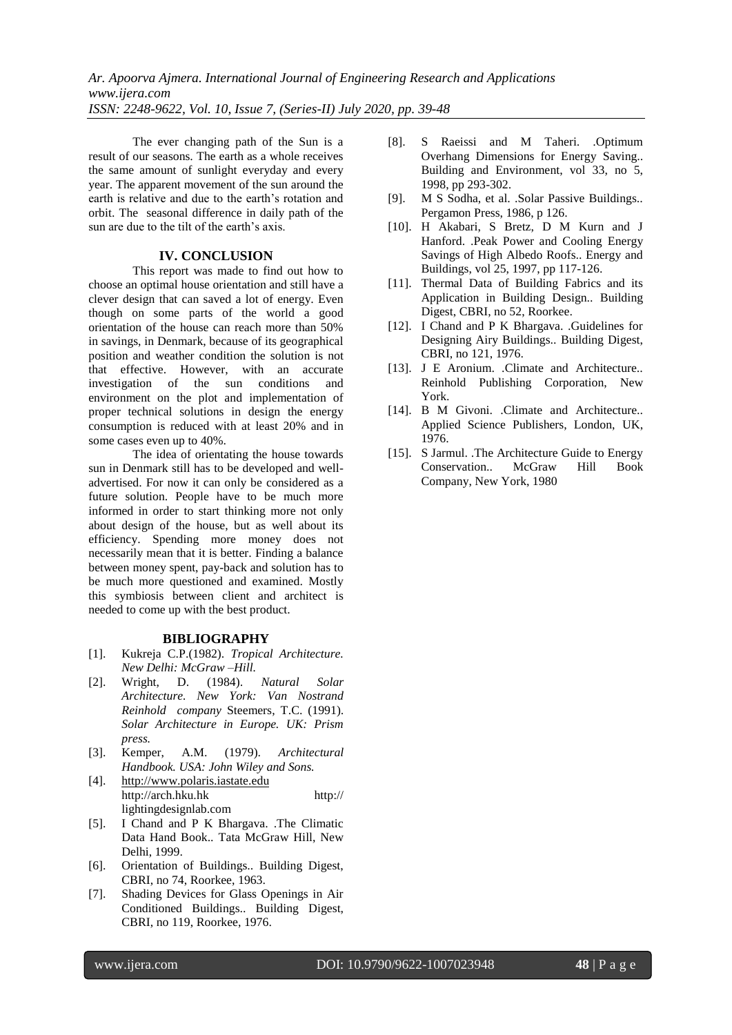The ever changing path of the Sun is a result of our seasons. The earth as a whole receives the same amount of sunlight everyday and every year. The apparent movement of the sun around the earth is relative and due to the earth's rotation and orbit. The seasonal difference in daily path of the sun are due to the tilt of the earth's axis.

## IV. CONCLUSION

This report was made to find out how to choose an optimal house orientation and still have a clever design that can saved a lot of energy. Even though on some parts of the world a good orientation of the house can reach more than 50% in savings, in Denmark, because of its geographical position and weather condition the solution is not that effective. However, with an accurate investigation of the sun conditions and environment on the plot and implementation of proper technical solutions in design the energy consumption is reduced with at least 20% and in some cases even up to 40%.

The idea of orientating the house towards sun in Denmark still has to be developed and well-advertised. For now it can only be considered as a future solution. People have to be much more informed in order to start thinking more not only about design of the house, but as well about its efficiency. Spending more money does not necessarily mean that it is better. Finding a balance between money spent, pay-back and solution has to be much more questioned and examined. Mostly this symbiosis between client and architect is needed to come up with the best product.

## BIBLIOGRAPHY

[1]. Kukreja C.P.(1982). *Tropical Architecture. New Delhi: McGraw –Hill.*

[2]. Wright, D. (1984). *Natural Solar Architecture. New York: Van Nostrand Reinhold company* Steemers, T.C. (1991). *Solar Architecture in Europe. UK: Prism press.*

[3]. Kemper, A.M. (1979). *Architectural Handbook. USA: John Wiley and Sons.*

[4]. http://www.polaris.iastate.edu http://arch.hku.hk http:// lightingdesignlab.com

[5]. I Chand and P K Bhargava. .The Climatic Data Hand Book.. Tata McGraw Hill, New Delhi, 1999.

[6]. Orientation of Buildings.. Building Digest, CBRI, no 74, Roorkee, 1963.

[7]. Shading Devices for Glass Openings in Air Conditioned Buildings.. Building Digest, CBRI, no 119, Roorkee, 1976.

[8]. S Raeissi and M Taheri. .Optimum Overhang Dimensions for Energy Saving.. Building and Environment, vol 33, no 5, 1998, pp 293-302.

[9]. M S Sodha, et al. .Solar Passive Buildings.. Pergamon Press, 1986, p 126.

[10]. H Akabari, S Bretz, D M Kurn and J Hanford. .Peak Power and Cooling Energy Savings of High Albedo Roofs.. Energy and Buildings, vol 25, 1997, pp 117-126.

[11]. Thermal Data of Building Fabrics and its Application in Building Design.. Building Digest, CBRI, no 52, Roorkee.

[12]. I Chand and P K Bhargava. .Guidelines for Designing Airy Buildings.. Building Digest, CBRI, no 121, 1976.

[13]. J E Aronium. .Climate and Architecture.. Reinhold Publishing Corporation, New York.

[14]. B M Givoni. .Climate and Architecture.. Applied Science Publishers, London, UK, 1976.

[15]. S Jarmul. .The Architecture Guide to Energy Conservation.. McGraw Hill Book Company, New York, 1980